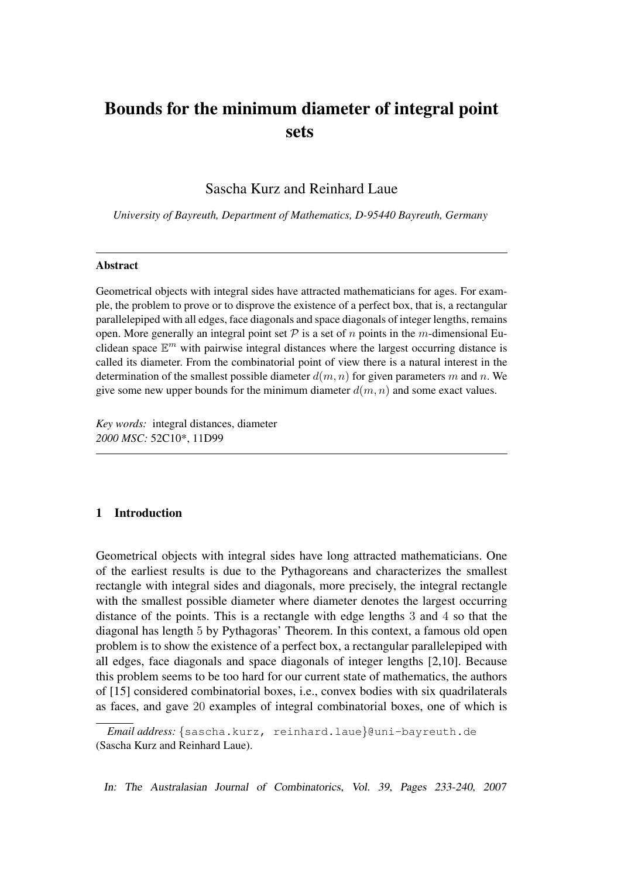# Bounds for the minimum diameter of integral point sets

Sascha Kurz and Reinhard Laue

*University of Bayreuth, Department of Mathematics, D-95440 Bayreuth, Germany*

---

**Abstract**

Geometrical objects with integral sides have attracted mathematicians for ages. For example, the problem to prove or to disprove the existence of a perfect box, that is, a rectangular parallelepiped with all edges, face diagonals and space diagonals of integer lengths, remains open. More generally an integral point set $\mathcal{P}$ is a set of $n$ points in the $m$-dimensional Euclidean space $\mathbb{E}^m$ with pairwise integral distances where the largest occurring distance is called its diameter. From the combinatorial point of view there is a natural interest in the determination of the smallest possible diameter $d(m, n)$ for given parameters $m$ and $n$. We give some new upper bounds for the minimum diameter $d(m, n)$ and some exact values.

*Key words:* integral distances, diameter
*2000 MSC:* 52C10*, 11D99

---

## 1 Introduction

Geometrical objects with integral sides have long attracted mathematicians. One of the earliest results is due to the Pythagoreans and characterizes the smallest rectangle with integral sides and diagonals, more precisely, the integral rectangle with the smallest possible diameter where diameter denotes the largest occurring distance of the points. This is a rectangle with edge lengths 3 and 4 so that the diagonal has length 5 by Pythagoras' Theorem. In this context, a famous old open problem is to show the existence of a perfect box, a rectangular parallelepiped with all edges, face diagonals and space diagonals of integer lengths [2,10]. Because this problem seems to be too hard for our current state of mathematics, the authors of [15] considered combinatorial boxes, i.e., convex bodies with six quadrilaterals as faces, and gave 20 examples of integral combinatorial boxes, one of which is

*Email address:* {sascha.kurz, reinhard.laue}@uni-bayreuth.de (Sascha Kurz and Reinhard Laue).

*In: The Australasian Journal of Combinatorics, Vol. 39, Pages 233-240, 2007*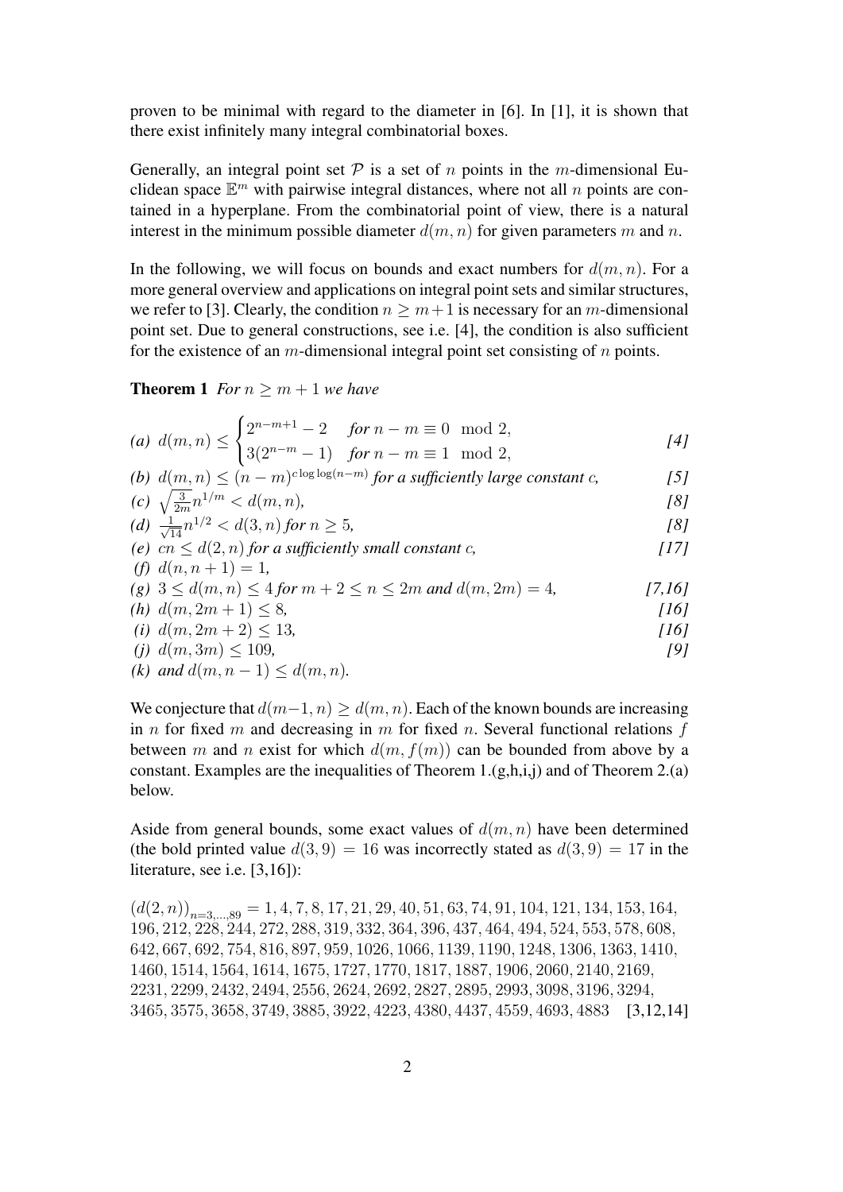proven to be minimal with regard to the diameter in [6]. In [1], it is shown that there exist infinitely many integral combinatorial boxes.

Generally, an integral point set $\mathcal{P}$ is a set of $n$ points in the $m$-dimensional Euclidean space $\mathbb{E}^m$ with pairwise integral distances, where not all $n$ points are contained in a hyperplane. From the combinatorial point of view, there is a natural interest in the minimum possible diameter $d(m,n)$ for given parameters $m$ and $n$.

In the following, we will focus on bounds and exact numbers for $d(m,n)$. For a more general overview and applications on integral point sets and similar structures, we refer to [3]. Clearly, the condition $n \ge m+1$ is necessary for an $m$-dimensional point set. Due to general constructions, see i.e. [4], the condition is also sufficient for the existence of an $m$-dimensional integral point set consisting of $n$ points.

**Theorem 1** *For $n \ge m+1$ we have*

*(a)* $d(m,n) \le \begin{cases} 2^{n-m+1}-2 & \text{for } n-m \equiv 0 \mod 2, \\ 3(2^{n-m}-1) & \text{for } n-m \equiv 1 \mod 2, \end{cases}$ [4]

*(b)* $d(m,n) \le (n-m)^{c \log\log(n-m)}$ *for a sufficiently large constant* $c$, [5]

*(c)* $\sqrt{\frac{3}{2m}}n^{1/m} < d(m,n)$, [8]

*(d)* $\frac{1}{\sqrt{14}}n^{1/2} < d(3,n)$ *for* $n \ge 5$, [8]

*(e)* $cn \le d(2,n)$ *for a sufficiently small constant* $c$, [17]

*(f)* $d(n,n+1) = 1$,

*(g)* $3 \le d(m,n) \le 4$ *for* $m+2 \le n \le 2m$ *and* $d(m,2m) = 4$, [7,16]

*(h)* $d(m,2m+1) \le 8$, [16]

*(i)* $d(m,2m+2) \le 13$, [16]

*(j)* $d(m,3m) \le 109$, [9]

*(k) and* $d(m,n-1) \le d(m,n)$.

We conjecture that $d(m-1,n) \ge d(m,n)$. Each of the known bounds are increasing in $n$ for fixed $m$ and decreasing in $m$ for fixed $n$. Several functional relations $f$ between $m$ and $n$ exist for which $d(m, f(m))$ can be bounded from above by a constant. Examples are the inequalities of Theorem 1.(g,h,i,j) and of Theorem 2.(a) below.

Aside from general bounds, some exact values of $d(m,n)$ have been determined (the bold printed value $d(3,9) = 16$ was incorrectly stated as $d(3,9) = 17$ in the literature, see i.e. [3,16]):

$(d(2,n))_{n=3,\dots,89} = 1, 4, 7, 8, 17, 21, 29, 40, 51, 63, 74, 91, 104, 121, 134, 153, 164,$
$196, 212, 228, 244, 272, 288, 319, 332, 364, 396, 437, 464, 494, 524, 553, 578, 608,$
$642, 667, 692, 754, 816, 897, 959, 1026, 1066, 1139, 1190, 1248, 1306, 1363, 1410,$
$1460, 1514, 1564, 1614, 1675, 1727, 1770, 1817, 1887, 1906, 2060, 2140, 2169,$
$2231, 2299, 2432, 2494, 2556, 2624, 2692, 2827, 2895, 2993, 3098, 3196, 3294,$
$3465, 3575, 3658, 3749, 3885, 3922, 4223, 4380, 4437, 4559, 4693, 4883$ [3,12,14]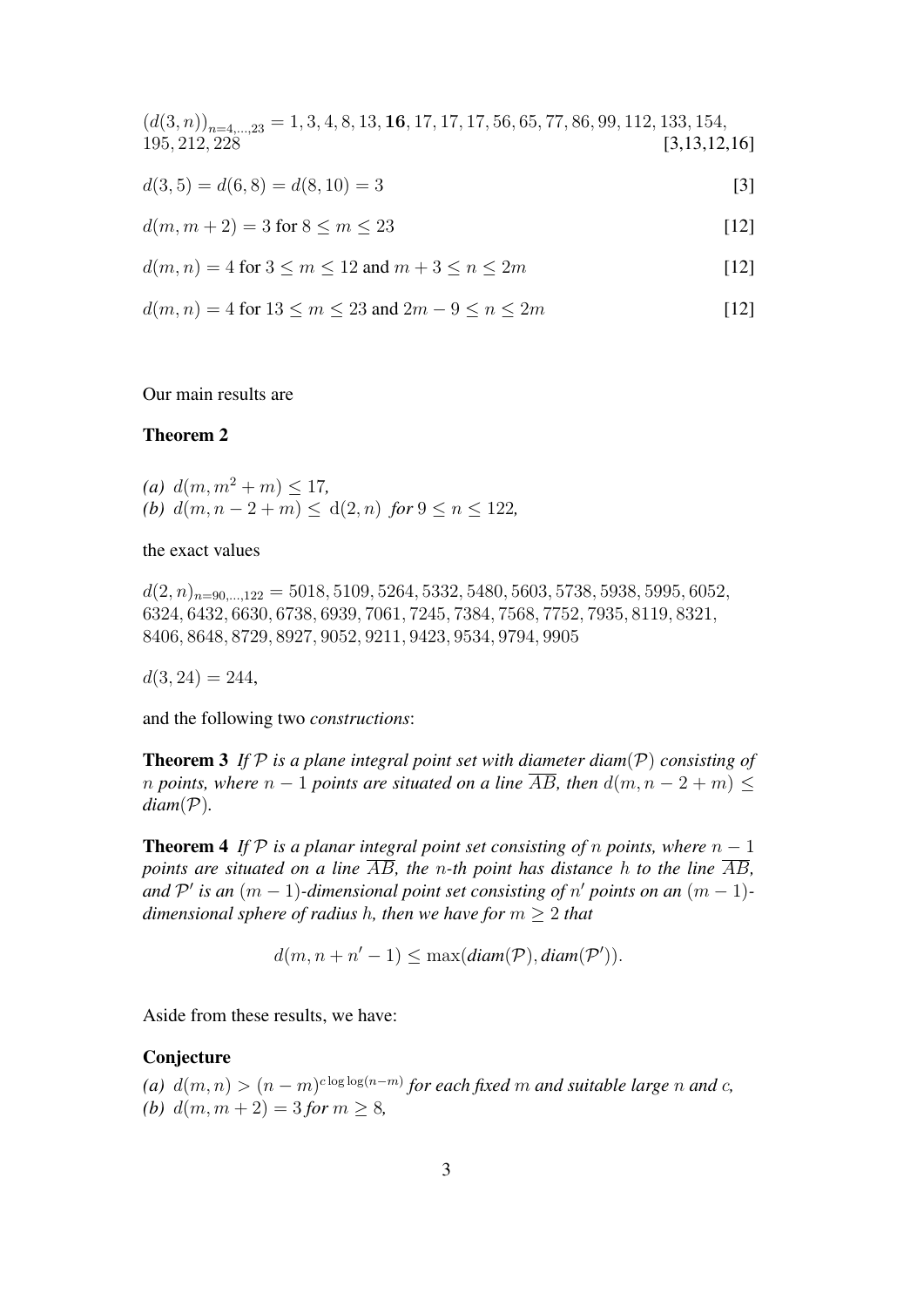$(d(3,n))_{n=4,\ldots,23} = 1, 3, 4, 8, 13, \mathbf{16}, 17, 17, 17, 56, 65, 77, 86, 99, 112, 133, 154, 195, 212, 228$ [3,13,12,16]

$d(3,5) = d(6,8) = d(8,10) = 3$ [3]

$d(m, m+2) = 3$ for $8 \leq m \leq 23$ [12]

$d(m,n) = 4$ for $3 \leq m \leq 12$ and $m+3 \leq n \leq 2m$ [12]

$d(m,n) = 4$ for $13 \leq m \leq 23$ and $2m-9 \leq n \leq 2m$ [12]

Our main results are

**Theorem 2**

*(a)* $d(m, m^2+m) \leq 17$,
*(b)* $d(m, n-2+m) \leq \mathrm{d}(2,n)$ *for* $9 \leq n \leq 122$,

the exact values

$d(2,n)_{n=90,\ldots,122} = 5018, 5109, 5264, 5332, 5480, 5603, 5738, 5938, 5995, 6052, 6324, 6432, 6630, 6738, 6939, 7061, 7245, 7384, 7568, 7752, 7935, 8119, 8321, 8406, 8648, 8729, 8927, 9052, 9211, 9423, 9534, 9794, 9905$

$d(3,24) = 244$,

and the following two *constructions*:

**Theorem 3** *If $\mathcal{P}$ is a plane integral point set with diameter diam($\mathcal{P}$) consisting of $n$ points, where $n-1$ points are situated on a line $\overline{AB}$, then $d(m, n-2+m) \leq$ diam($\mathcal{P}$).*

**Theorem 4** *If $\mathcal{P}$ is a planar integral point set consisting of $n$ points, where $n-1$ points are situated on a line $\overline{AB}$, the $n$-th point has distance $h$ to the line $\overline{AB}$, and $\mathcal{P}'$ is an $(m-1)$-dimensional point set consisting of $n'$ points on an $(m-1)$-dimensional sphere of radius $h$, then we have for $m \geq 2$ that*

$$d(m, n+n'-1) \leq \max(\textit{diam}(\mathcal{P}), \textit{diam}(\mathcal{P}')).$$

Aside from these results, we have:

**Conjecture**

*(a)* $d(m,n) > (n-m)^{c \log\log(n-m)}$ *for each fixed $m$ and suitable large $n$ and $c$,*
*(b)* $d(m, m+2) = 3$ *for* $m \geq 8$,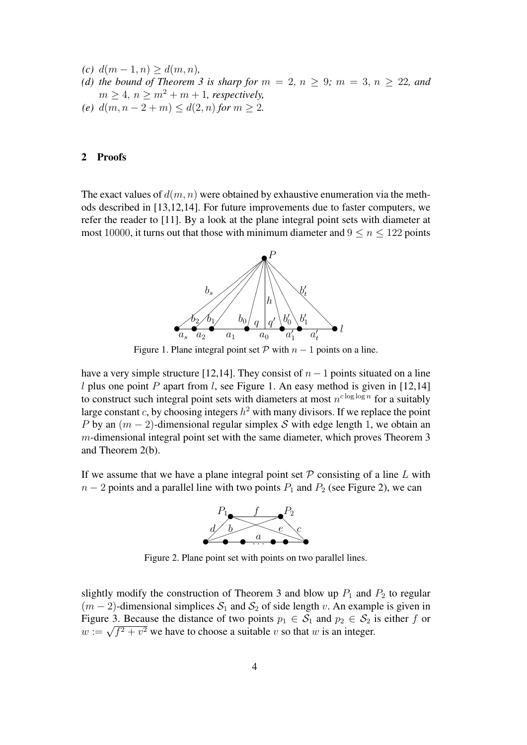*(c)* $d(m-1,n) \geq d(m,n)$,

*(d)* *the bound of Theorem 3 is sharp for* $m = 2$, $n \geq 9$*;* $m = 3$, $n \geq 22$*, and* $m \geq 4$, $n \geq m^2 + m + 1$*, respectively,*

*(e)* $d(m, n-2+m) \leq d(2,n)$ *for* $m \geq 2$.

## 2 Proofs

The exact values of $d(m,n)$ were obtained by exhaustive enumeration via the methods described in [13,12,14]. For future improvements due to faster computers, we refer the reader to [11]. By a look at the plane integral point sets with diameter at most 10000, it turns out that those with minimum diameter and $9 \leq n \leq 122$ points

Figure 1. Plane integral point set $\mathcal{P}$ with $n-1$ points on a line.

have a very simple structure [12,14]. They consist of $n-1$ points situated on a line $l$ plus one point $P$ apart from $l$, see Figure 1. An easy method is given in [12,14] to construct such integral point sets with diameters at most $n^{c \log \log n}$ for a suitably large constant $c$, by choosing integers $h^2$ with many divisors. If we replace the point $P$ by an $(m-2)$-dimensional regular simplex $\mathcal{S}$ with edge length 1, we obtain an $m$-dimensional integral point set with the same diameter, which proves Theorem 3 and Theorem 2(b).

If we assume that we have a plane integral point set $\mathcal{P}$ consisting of a line $L$ with $n-2$ points and a parallel line with two points $P_1$ and $P_2$ (see Figure 2), we can

Figure 2. Plane point set with points on two parallel lines.

slightly modify the construction of Theorem 3 and blow up $P_1$ and $P_2$ to regular $(m-2)$-dimensional simplices $\mathcal{S}_1$ and $\mathcal{S}_2$ of side length $v$. An example is given in Figure 3. Because the distance of two points $p_1 \in \mathcal{S}_1$ and $p_2 \in \mathcal{S}_2$ is either $f$ or $w := \sqrt{f^2 + v^2}$ we have to choose a suitable $v$ so that $w$ is an integer.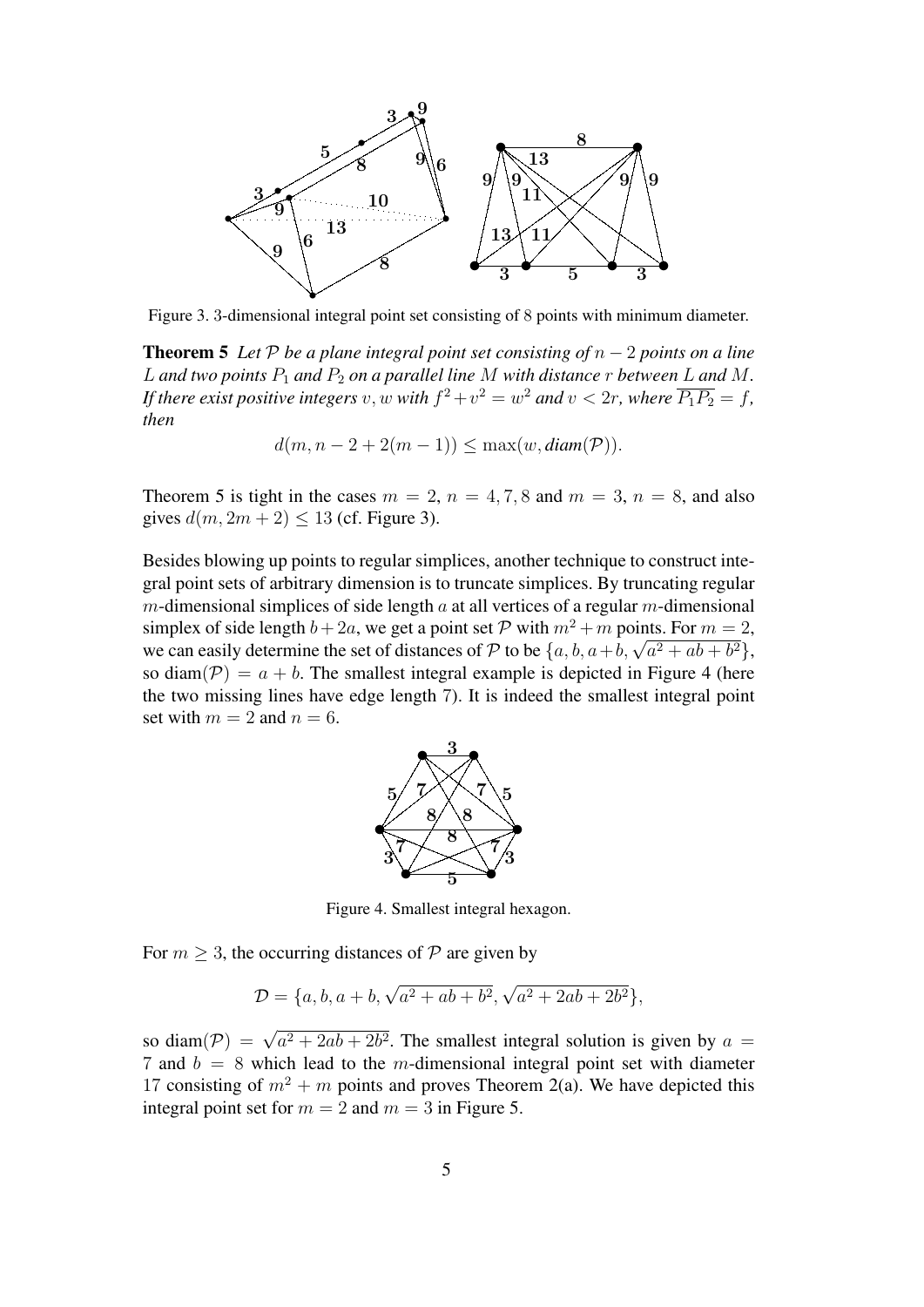Figure 3. 3-dimensional integral point set consisting of 8 points with minimum diameter.

**Theorem 5** *Let $\mathcal{P}$ be a plane integral point set consisting of $n-2$ points on a line $L$ and two points $P_1$ and $P_2$ on a parallel line $M$ with distance $r$ between $L$ and $M$. If there exist positive integers $v, w$ with $f^2+v^2=w^2$ and $v<2r$, where $\overline{P_1P_2}=f$, then*

$$d(m, n-2+2(m-1)) \leq \max(w, \textit{diam}(\mathcal{P})).$$

Theorem 5 is tight in the cases $m=2$, $n=4,7,8$ and $m=3$, $n=8$, and also gives $d(m, 2m+2) \leq 13$ (cf. Figure 3).

Besides blowing up points to regular simplices, another technique to construct integral point sets of arbitrary dimension is to truncate simplices. By truncating regular $m$-dimensional simplices of side length $a$ at all vertices of a regular $m$-dimensional simplex of side length $b+2a$, we get a point set $\mathcal{P}$ with $m^2+m$ points. For $m=2$, we can easily determine the set of distances of $\mathcal{P}$ to be $\{a, b, a+b, \sqrt{a^2+ab+b^2}\}$, so $\operatorname{diam}(\mathcal{P}) = a+b$. The smallest integral example is depicted in Figure 4 (here the two missing lines have edge length 7). It is indeed the smallest integral point set with $m=2$ and $n=6$.

Figure 4. Smallest integral hexagon.

For $m \geq 3$, the occurring distances of $\mathcal{P}$ are given by

$$\mathcal{D} = \{a, b, a+b, \sqrt{a^2+ab+b^2}, \sqrt{a^2+2ab+2b^2}\},$$

so $\operatorname{diam}(\mathcal{P}) = \sqrt{a^2+2ab+2b^2}$. The smallest integral solution is given by $a=7$ and $b=8$ which lead to the $m$-dimensional integral point set with diameter 17 consisting of $m^2+m$ points and proves Theorem 2(a). We have depicted this integral point set for $m=2$ and $m=3$ in Figure 5.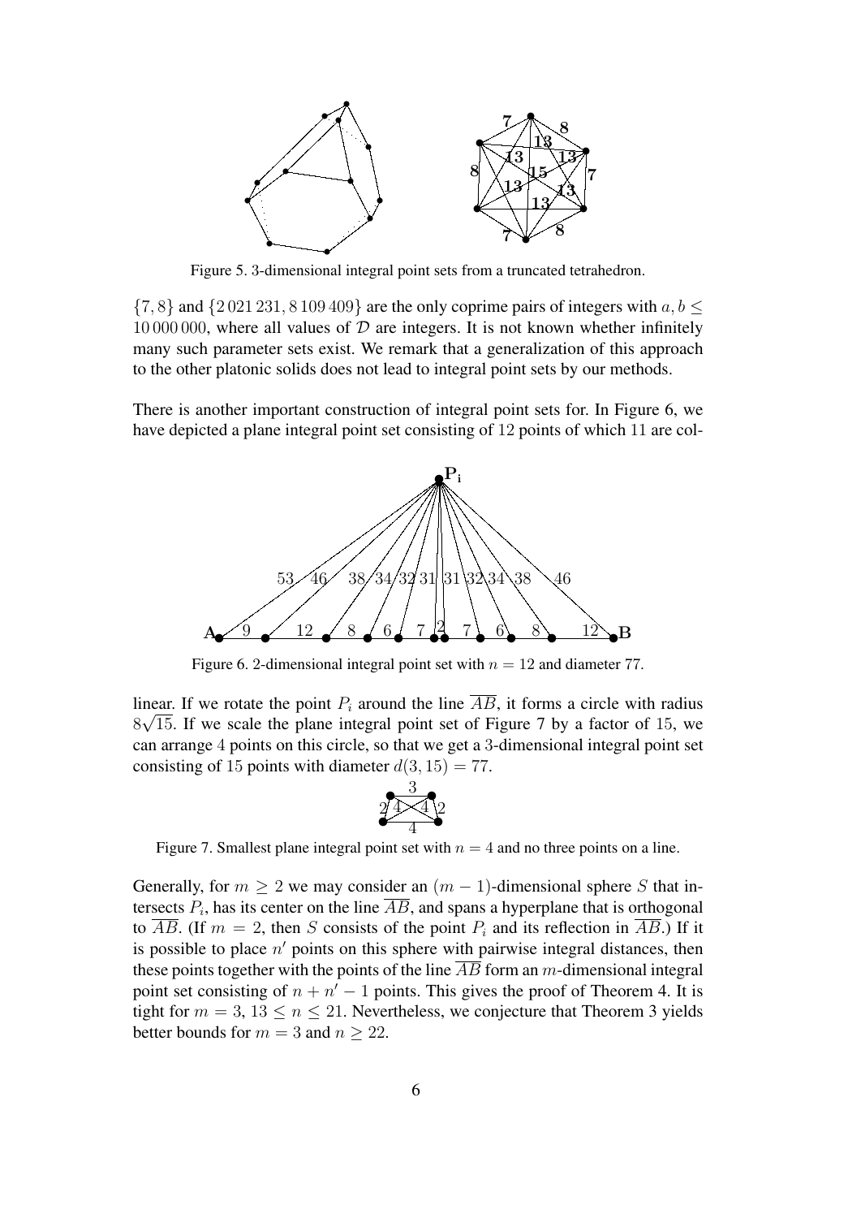Figure 5. 3-dimensional integral point sets from a truncated tetrahedron.

$\{7, 8\}$ and $\{2\,021\,231, 8\,109\,409\}$ are the only coprime pairs of integers with $a, b \leq 10\,000\,000$, where all values of $\mathcal{D}$ are integers. It is not known whether infinitely many such parameter sets exist. We remark that a generalization of this approach to the other platonic solids does not lead to integral point sets by our methods.

There is another important construction of integral point sets for. In Figure 6, we have depicted a plane integral point set consisting of 12 points of which 11 are collinear.

Figure 6. 2-dimensional integral point set with $n = 12$ and diameter 77.

If we rotate the point $P_i$ around the line $\overline{AB}$, it forms a circle with radius $8\sqrt{15}$. If we scale the plane integral point set of Figure 7 by a factor of 15, we can arrange 4 points on this circle, so that we get a 3-dimensional integral point set consisting of 15 points with diameter $d(3, 15) = 77$.

Figure 7. Smallest plane integral point set with $n = 4$ and no three points on a line.

Generally, for $m \geq 2$ we may consider an $(m-1)$-dimensional sphere $S$ that intersects $P_i$, has its center on the line $\overline{AB}$, and spans a hyperplane that is orthogonal to $\overline{AB}$. (If $m = 2$, then $S$ consists of the point $P_i$ and its reflection in $\overline{AB}$.) If it is possible to place $n'$ points on this sphere with pairwise integral distances, then these points together with the points of the line $\overline{AB}$ form an $m$-dimensional integral point set consisting of $n + n' - 1$ points. This gives the proof of Theorem 4. It is tight for $m = 3$, $13 \leq n \leq 21$. Nevertheless, we conjecture that Theorem 3 yields better bounds for $m = 3$ and $n \geq 22$.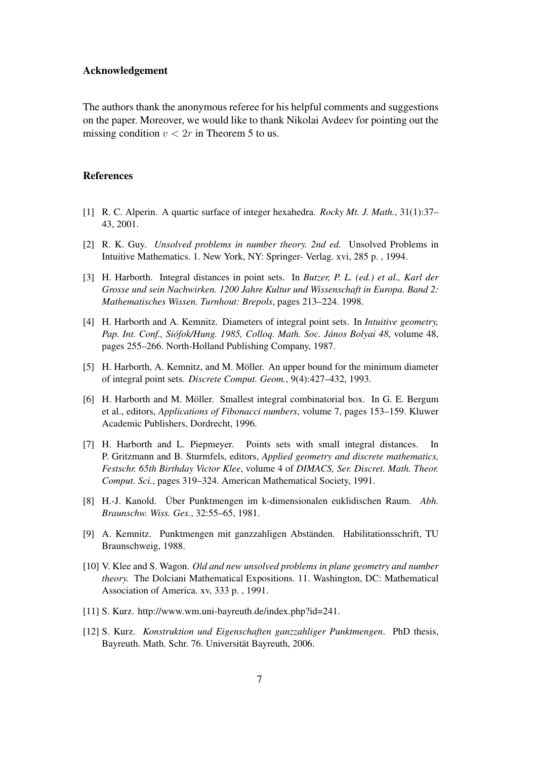## Acknowledgement

The authors thank the anonymous referee for his helpful comments and suggestions on the paper. Moreover, we would like to thank Nikolai Avdeev for pointing out the missing condition $v < 2r$ in Theorem 5 to us.

## References

[1] R. C. Alperin. A quartic surface of integer hexahedra. *Rocky Mt. J. Math.*, 31(1):37–43, 2001.

[2] R. K. Guy. *Unsolved problems in number theory. 2nd ed.* Unsolved Problems in Intuitive Mathematics. 1. New York, NY: Springer- Verlag. xvi, 285 p. , 1994.

[3] H. Harborth. Integral distances in point sets. In *Butzer, P. L. (ed.) et al., Karl der Grosse und sein Nachwirken. 1200 Jahre Kultur und Wissenschaft in Europa. Band 2: Mathematisches Wissen. Turnhout: Brepols*, pages 213–224. 1998.

[4] H. Harborth and A. Kemnitz. Diameters of integral point sets. In *Intuitive geometry, Pap. Int. Conf., Siófok/Hung. 1985, Colloq. Math. Soc. János Bolyai 48*, volume 48, pages 255–266. North-Holland Publishing Company, 1987.

[5] H. Harborth, A. Kemnitz, and M. Möller. An upper bound for the minimum diameter of integral point sets. *Discrete Comput. Geom.*, 9(4):427–432, 1993.

[6] H. Harborth and M. Möller. Smallest integral combinatorial box. In G. E. Bergum et al., editors, *Applications of Fibonacci numbers*, volume 7, pages 153–159. Kluwer Academic Publishers, Dordrecht, 1996.

[7] H. Harborth and L. Piepmeyer. Points sets with small integral distances. In P. Gritzmann and B. Sturmfels, editors, *Applied geometry and discrete mathematics, Festschr. 65th Birthday Victor Klee*, volume 4 of *DIMACS, Ser. Discret. Math. Theor. Comput. Sci.*, pages 319–324. American Mathematical Society, 1991.

[8] H.-J. Kanold. Über Punktmengen im k-dimensionalen euklidischen Raum. *Abh. Braunschw. Wiss. Ges.*, 32:55–65, 1981.

[9] A. Kemnitz. Punktmengen mit ganzzahligen Abständen. Habilitationsschrift, TU Braunschweig, 1988.

[10] V. Klee and S. Wagon. *Old and new unsolved problems in plane geometry and number theory.* The Dolciani Mathematical Expositions. 11. Washington, DC: Mathematical Association of America. xv, 333 p. , 1991.

[11] S. Kurz. http://www.wm.uni-bayreuth.de/index.php?id=241.

[12] S. Kurz. *Konstruktion und Eigenschaften ganzzahliger Punktmengen*. PhD thesis, Bayreuth. Math. Schr. 76. Universität Bayreuth, 2006.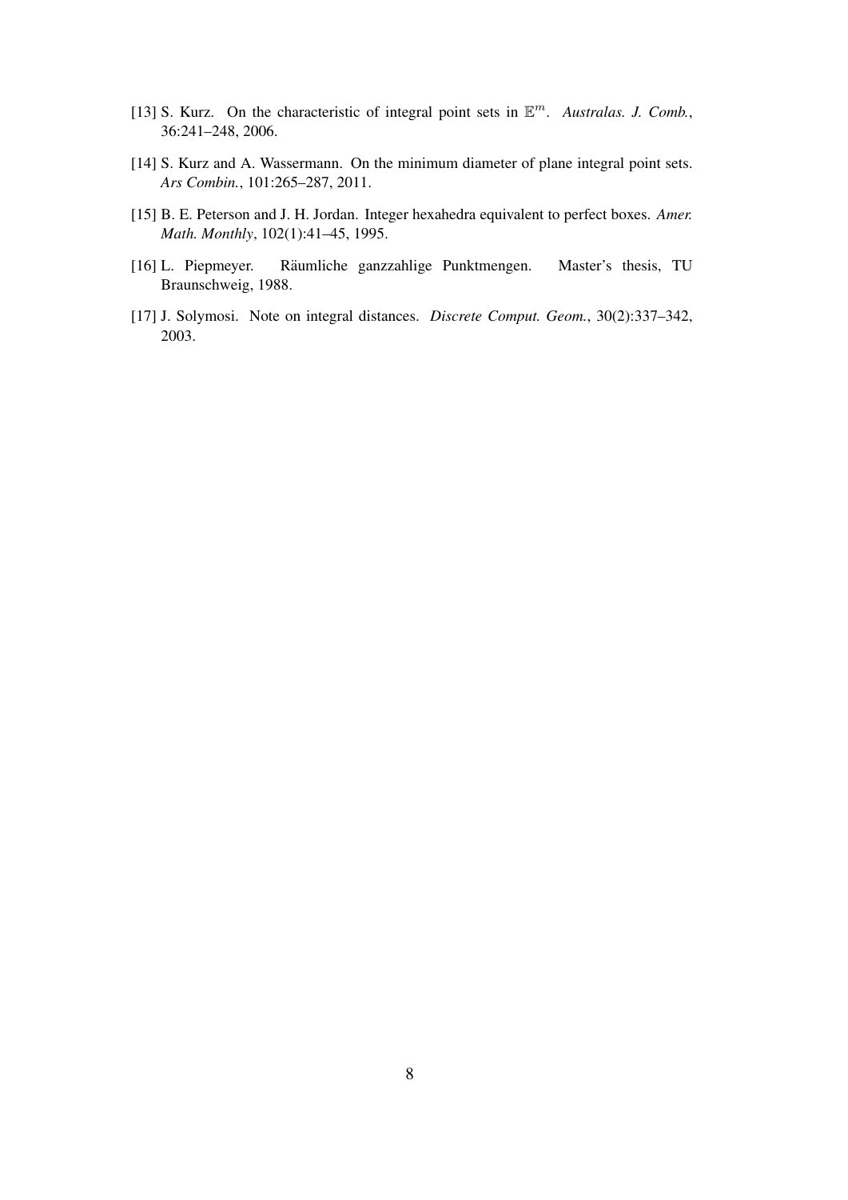[13] S. Kurz. On the characteristic of integral point sets in $\mathbb{E}^m$. *Australas. J. Comb.*, 36:241–248, 2006.

[14] S. Kurz and A. Wassermann. On the minimum diameter of plane integral point sets. *Ars Combin.*, 101:265–287, 2011.

[15] B. E. Peterson and J. H. Jordan. Integer hexahedra equivalent to perfect boxes. *Amer. Math. Monthly*, 102(1):41–45, 1995.

[16] L. Piepmeyer. Räumliche ganzzahlige Punktmengen. Master's thesis, TU Braunschweig, 1988.

[17] J. Solymosi. Note on integral distances. *Discrete Comput. Geom.*, 30(2):337–342, 2003.